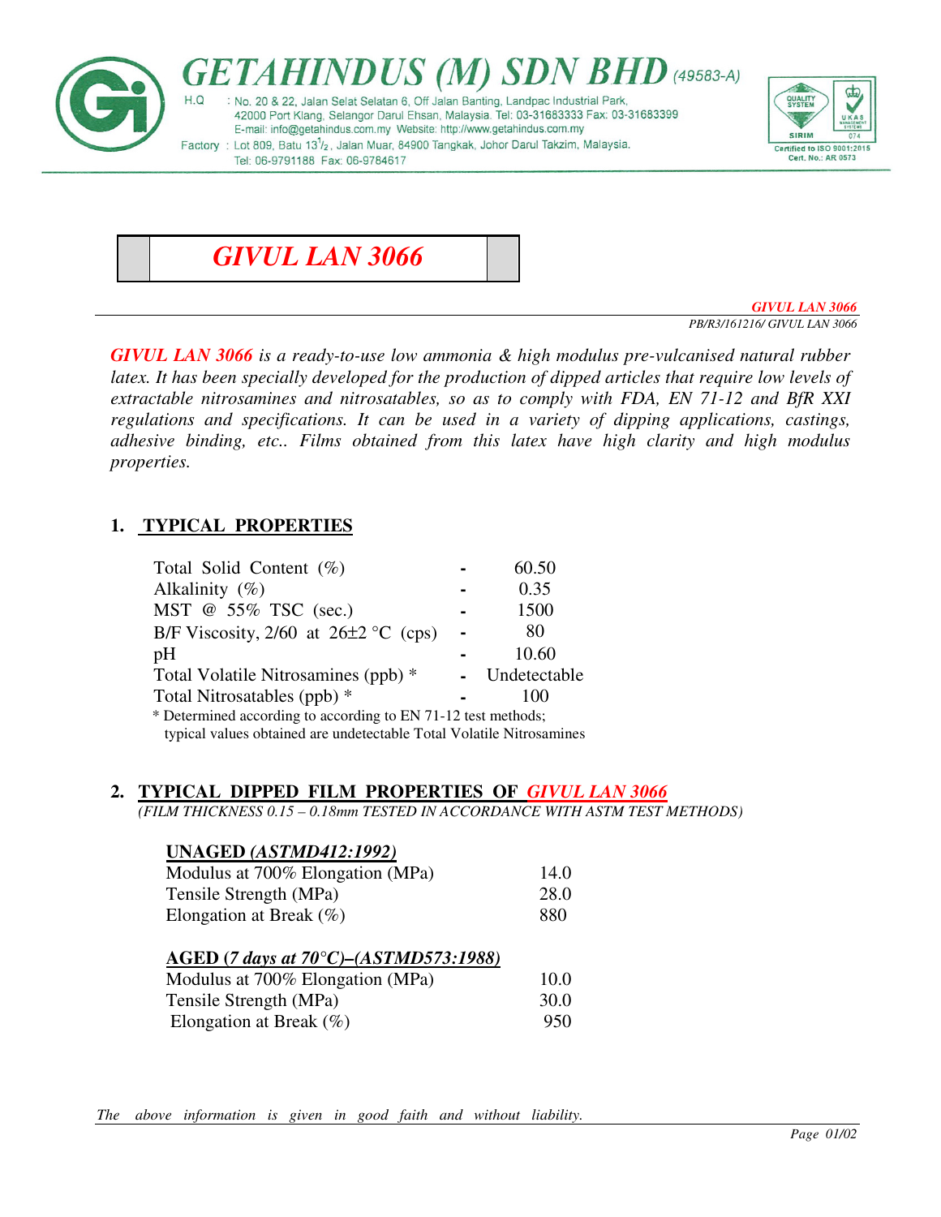**GETAHINDUS (M) SDN BHD** (49583-A)

H.Q : No. 20 & 22, Jalan Selat Selatan 6, Off Jalan Banting, Landpac Industrial Park, 42000 Port Klang, Selangor Darul Ehsan, Malaysia. Tel: 03-31683333 Fax: 03-31683399
E-mail: info@getahindus.com.my Website: http://www.getahindus.com.my

Factory : Lot 809, Batu 13½, Jalan Muar, 84900 Tangkak, Johor Darul Takzim, Malaysia.
Tel: 06-9791188 Fax: 06-9784617

Certified to ISO 9001:2015 Cert. No.: AR 0573

# GIVUL LAN 3066

*GIVUL LAN 3066*
*PB/R3/161216/ GIVUL LAN 3066*

***GIVUL LAN 3066** is a ready-to-use low ammonia & high modulus pre-vulcanised natural rubber latex. It has been specially developed for the production of dipped articles that require low levels of extractable nitrosamines and nitrosatables, so as to comply with FDA, EN 71-12 and BfR XXI regulations and specifications. It can be used in a variety of dipping applications, castings, adhesive binding, etc.. Films obtained from this latex have high clarity and high modulus properties.*

## 1. TYPICAL PROPERTIES

| Property | | Value |
|---|---|---|
| Total Solid Content (%) | - | 60.50 |
| Alkalinity (%) | - | 0.35 |
| MST @ 55% TSC (sec.) | - | 1500 |
| B/F Viscosity, 2/60 at 26±2 °C (cps) | - | 80 |
| pH | - | 10.60 |
| Total Volatile Nitrosamines (ppb) * | - | Undetectable |
| Total Nitrosatables (ppb) * | - | 100 |

\* Determined according to according to EN 71-12 test methods;
typical values obtained are undetectable Total Volatile Nitrosamines

## 2. TYPICAL DIPPED FILM PROPERTIES OF *GIVUL LAN 3066*

*(FILM THICKNESS 0.15 – 0.18mm TESTED IN ACCORDANCE WITH ASTM TEST METHODS)*

**UNAGED *(ASTMD412:1992)***

| Property | Value |
|---|---|
| Modulus at 700% Elongation (MPa) | 14.0 |
| Tensile Strength (MPa) | 28.0 |
| Elongation at Break (%) | 880 |

**AGED (*7 days at 70°C)–(ASTMD573:1988)***

| Property | Value |
|---|---|
| Modulus at 700% Elongation (MPa) | 10.0 |
| Tensile Strength (MPa) | 30.0 |
| Elongation at Break (%) | 950 |

*The above information is given in good faith and without liability.*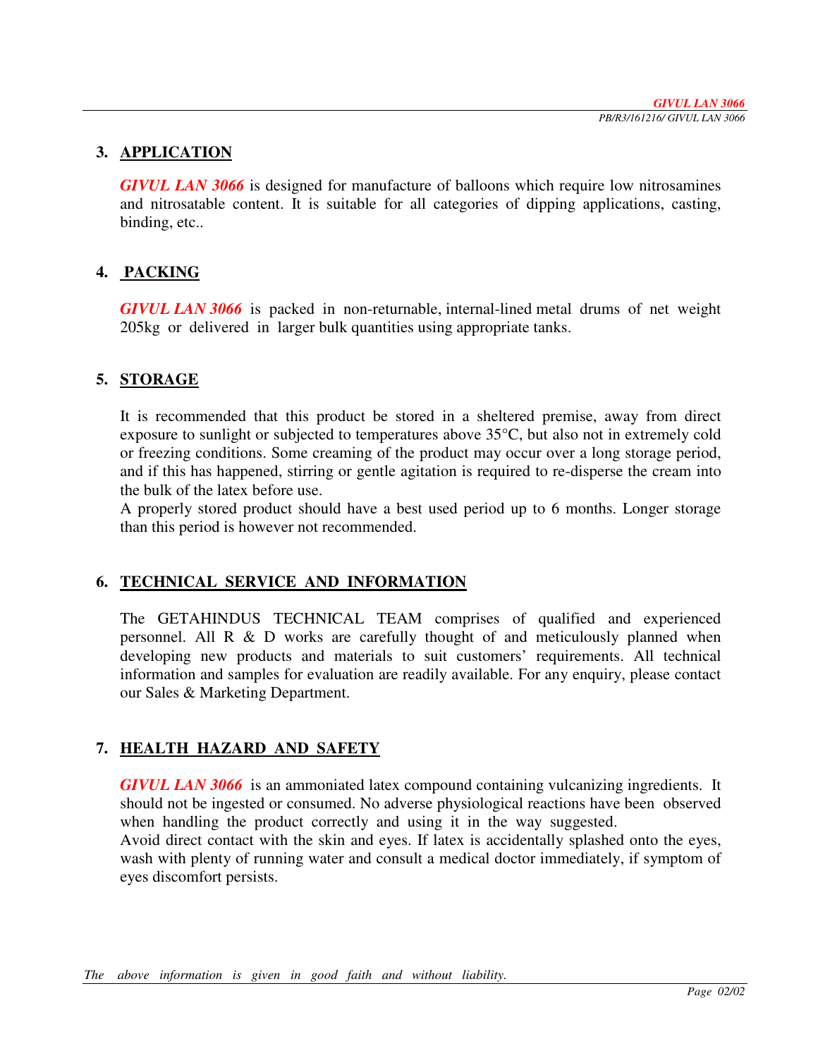## 3. APPLICATION

***GIVUL LAN 3066*** is designed for manufacture of balloons which require low nitrosamines and nitrosatable content. It is suitable for all categories of dipping applications, casting, binding, etc..

## 4. PACKING

***GIVUL LAN 3066*** is packed in non-returnable, internal-lined metal drums of net weight 205kg or delivered in larger bulk quantities using appropriate tanks.

## 5. STORAGE

It is recommended that this product be stored in a sheltered premise, away from direct exposure to sunlight or subjected to temperatures above 35°C, but also not in extremely cold or freezing conditions. Some creaming of the product may occur over a long storage period, and if this has happened, stirring or gentle agitation is required to re-disperse the cream into the bulk of the latex before use.

A properly stored product should have a best used period up to 6 months. Longer storage than this period is however not recommended.

## 6. TECHNICAL SERVICE AND INFORMATION

The GETAHINDUS TECHNICAL TEAM comprises of qualified and experienced personnel. All R & D works are carefully thought of and meticulously planned when developing new products and materials to suit customers' requirements. All technical information and samples for evaluation are readily available. For any enquiry, please contact our Sales & Marketing Department.

## 7. HEALTH HAZARD AND SAFETY

***GIVUL LAN 3066*** is an ammoniated latex compound containing vulcanizing ingredients. It should not be ingested or consumed. No adverse physiological reactions have been observed when handling the product correctly and using it in the way suggested.

Avoid direct contact with the skin and eyes. If latex is accidentally splashed onto the eyes, wash with plenty of running water and consult a medical doctor immediately, if symptom of eyes discomfort persists.

*The above information is given in good faith and without liability.*